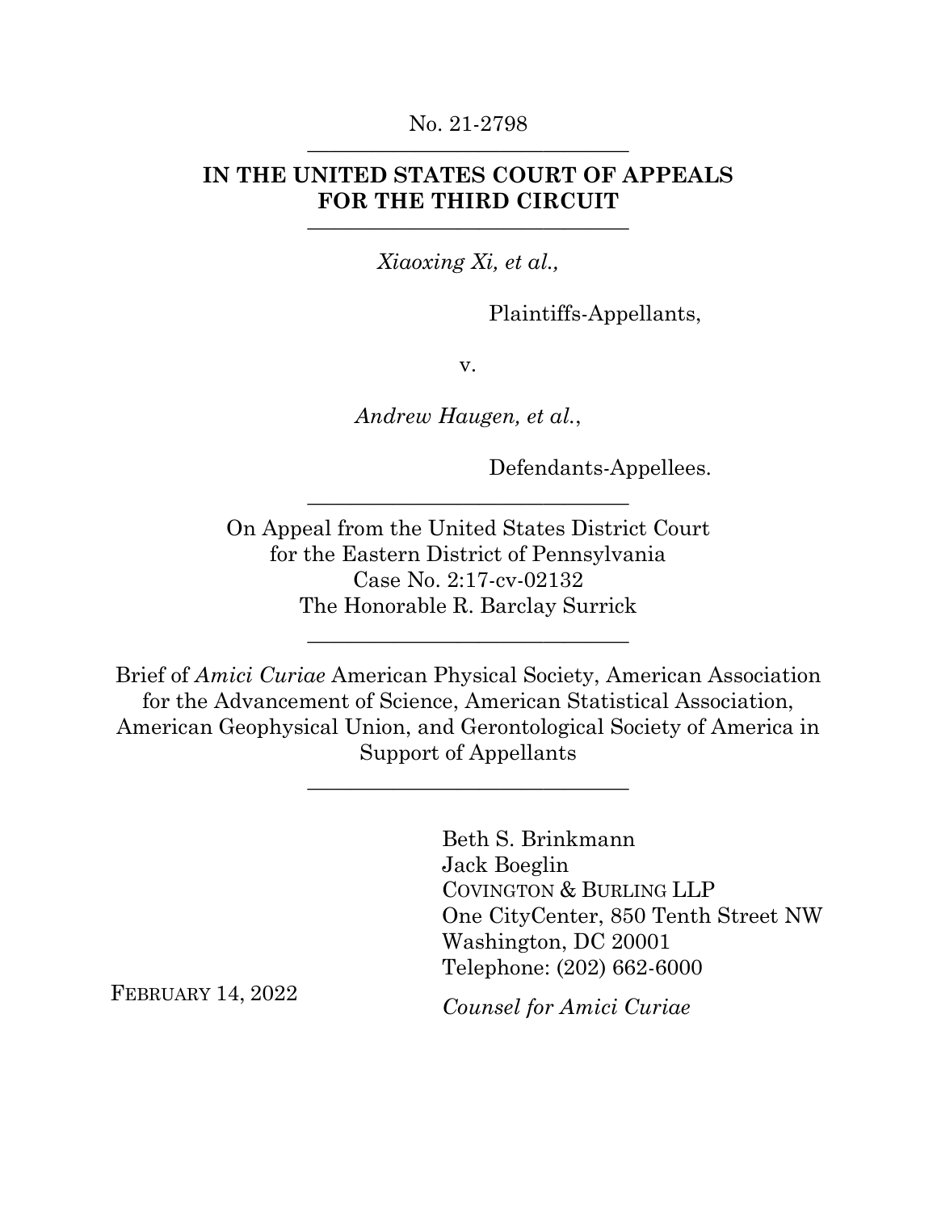No. 21-2798

---

**IN THE UNITED STATES COURT OF APPEALS FOR THE THIRD CIRCUIT**

---

*Xiaoxing Xi, et al.,*

Plaintiffs-Appellants,

v.

*Andrew Haugen, et al.*,

Defendants-Appellees.

---

On Appeal from the United States District Court for the Eastern District of Pennsylvania
Case No. 2:17-cv-02132
The Honorable R. Barclay Surrick

---

Brief of *Amici Curiae* American Physical Society, American Association for the Advancement of Science, American Statistical Association, American Geophysical Union, and Gerontological Society of America in Support of Appellants

---

Beth S. Brinkmann
Jack Boeglin
COVINGTON & BURLING LLP
One CityCenter, 850 Tenth Street NW
Washington, DC 20001
Telephone: (202) 662-6000

*Counsel for Amici Curiae*

FEBRUARY 14, 2022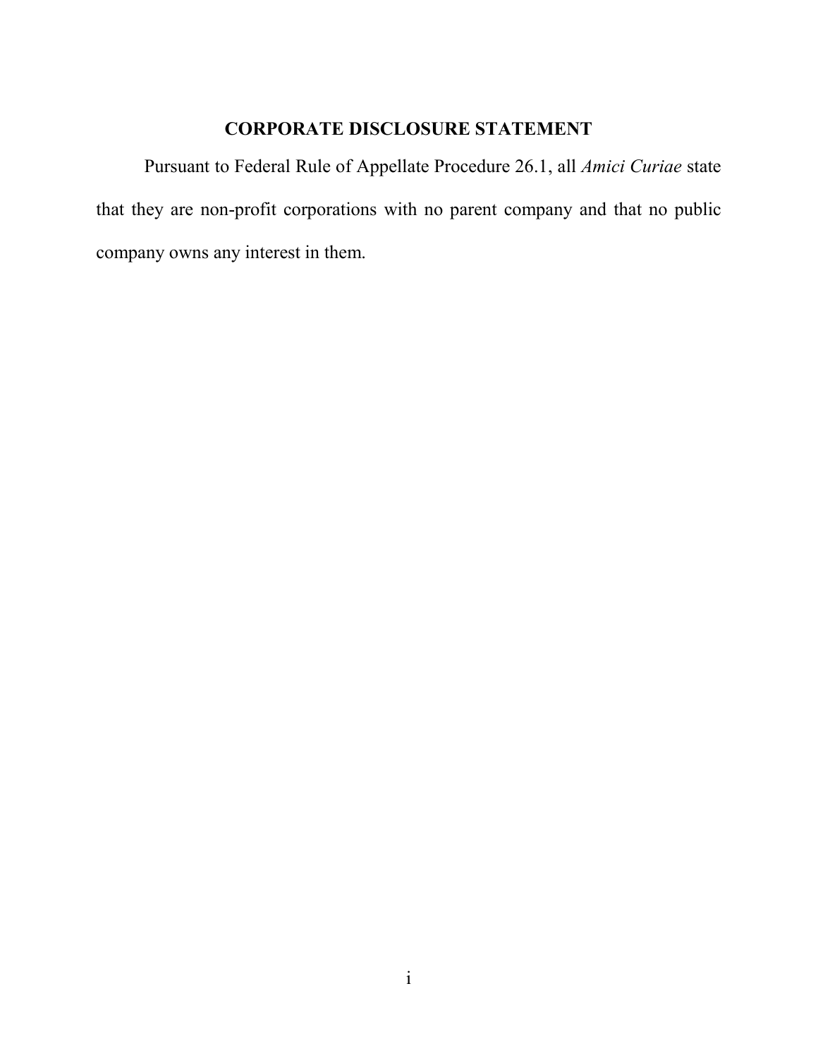## CORPORATE DISCLOSURE STATEMENT

Pursuant to Federal Rule of Appellate Procedure 26.1, all *Amici Curiae* state that they are non-profit corporations with no parent company and that no public company owns any interest in them.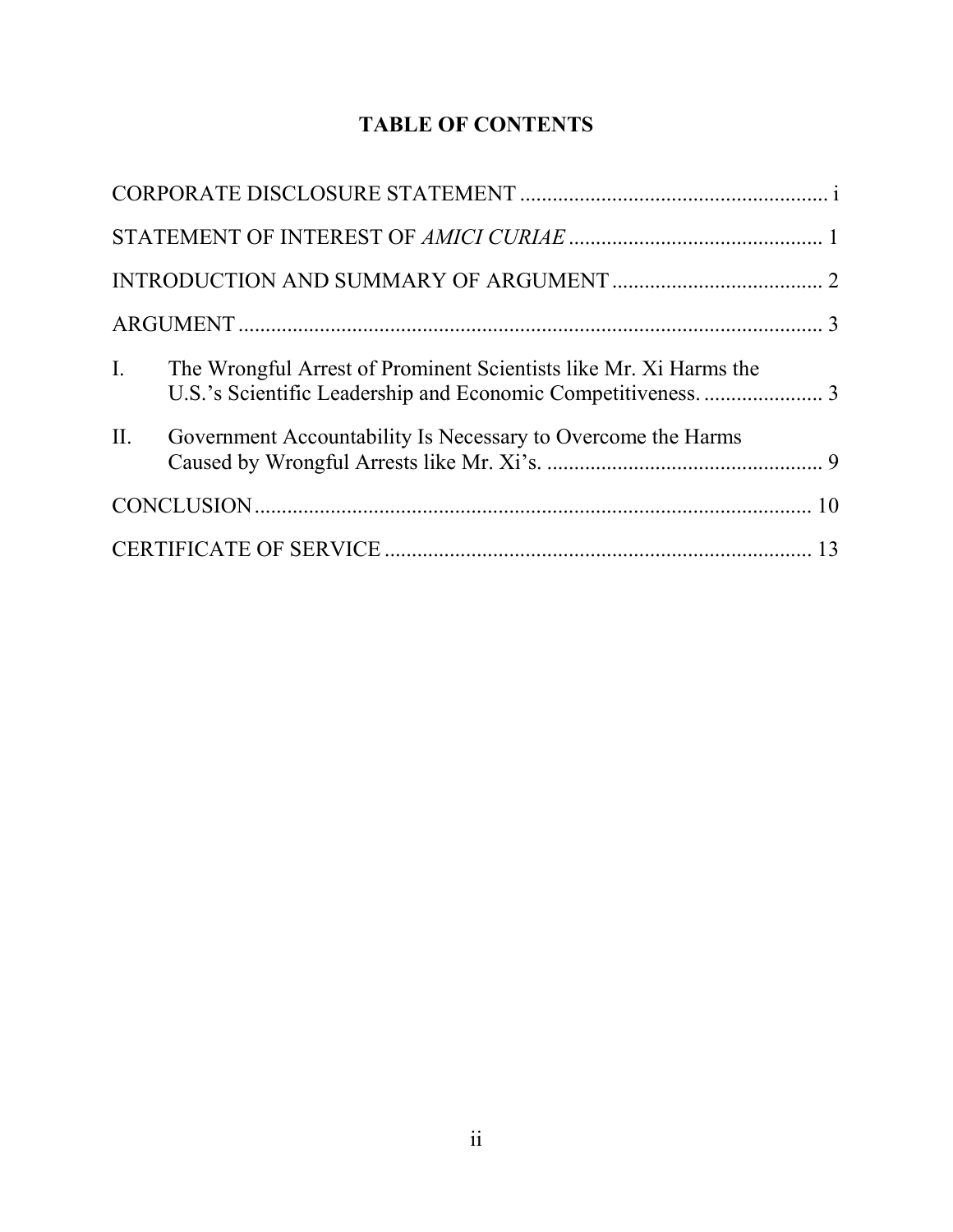# TABLE OF CONTENTS

CORPORATE DISCLOSURE STATEMENT ........................................................ i

STATEMENT OF INTEREST OF *AMICI CURIAE* .............................................. 1

INTRODUCTION AND SUMMARY OF ARGUMENT ....................................... 2

ARGUMENT ........................................................................................................... 3

I. The Wrongful Arrest of Prominent Scientists like Mr. Xi Harms the U.S.'s Scientific Leadership and Economic Competitiveness. ..................... 3

II. Government Accountability Is Necessary to Overcome the Harms Caused by Wrongful Arrests like Mr. Xi's. ................................................... 9

CONCLUSION ...................................................................................................... 10

CERTIFICATE OF SERVICE ............................................................................... 13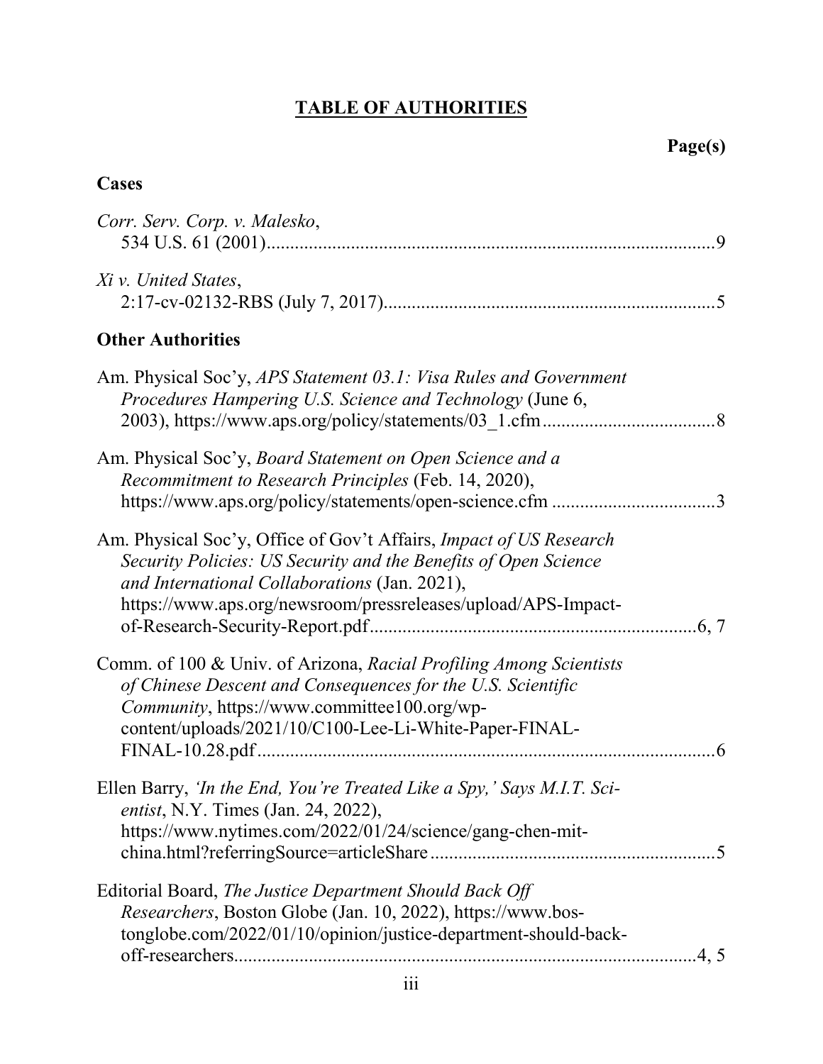## TABLE OF AUTHORITIES

**Page(s)**

### Cases

*Corr. Serv. Corp. v. Malesko*,
534 U.S. 61 (2001)................................................................................................9

*Xi v. United States*,
2:17-cv-02132-RBS (July 7, 2017).......................................................................5

### Other Authorities

Am. Physical Soc'y, *APS Statement 03.1: Visa Rules and Government Procedures Hampering U.S. Science and Technology* (June 6, 2003), https://www.aps.org/policy/statements/03_1.cfm.....................................8

Am. Physical Soc'y, *Board Statement on Open Science and a Recommitment to Research Principles* (Feb. 14, 2020), https://www.aps.org/policy/statements/open-science.cfm ...................................3

Am. Physical Soc'y, Office of Gov't Affairs, *Impact of US Research Security Policies: US Security and the Benefits of Open Science and International Collaborations* (Jan. 2021), https://www.aps.org/newsroom/pressreleases/upload/APS-Impact-of-Research-Security-Report.pdf......................................................................6, 7

Comm. of 100 & Univ. of Arizona, *Racial Profiling Among Scientists of Chinese Descent and Consequences for the U.S. Scientific Community*, https://www.committee100.org/wp-content/uploads/2021/10/C100-Lee-Li-White-Paper-FINAL-FINAL-10.28.pdf..................................................................................................6

Ellen Barry, *'In the End, You're Treated Like a Spy,' Says M.I.T. Scientist*, N.Y. Times (Jan. 24, 2022), https://www.nytimes.com/2022/01/24/science/gang-chen-mit-china.html?referringSource=articleShare.............................................................5

Editorial Board, *The Justice Department Should Back Off Researchers*, Boston Globe (Jan. 10, 2022), https://www.bostonglobe.com/2022/01/10/opinion/justice-department-should-back-off-researchers...................................................................................................4, 5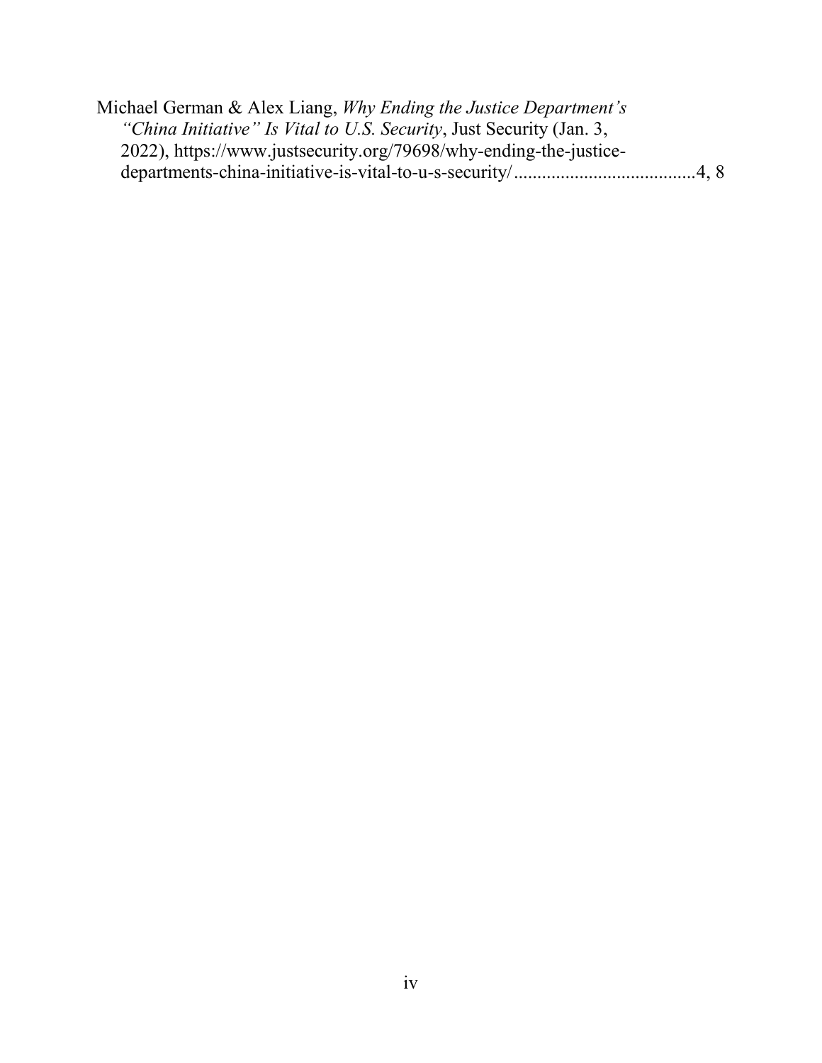Michael German & Alex Liang, *Why Ending the Justice Department's "China Initiative" Is Vital to U.S. Security*, Just Security (Jan. 3, 2022), https://www.justsecurity.org/79698/why-ending-the-justice-departments-china-initiative-is-vital-to-u-s-security/......................................4, 8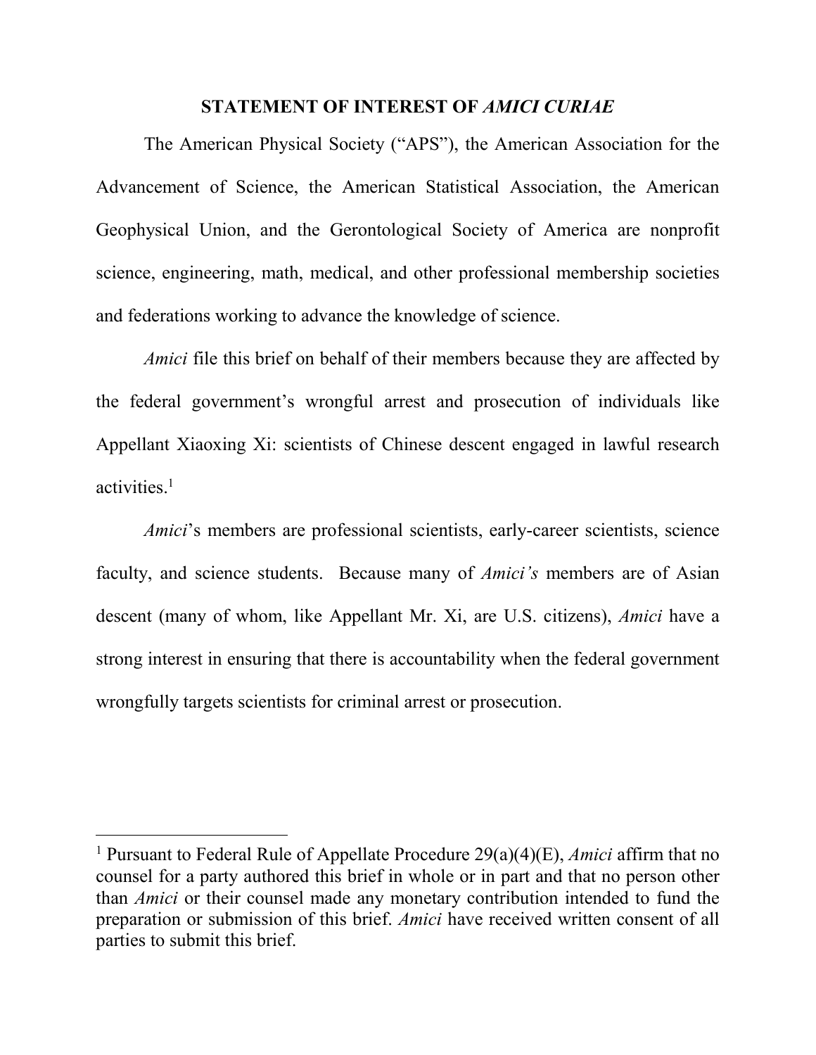## STATEMENT OF INTEREST OF *AMICI CURIAE*

The American Physical Society ("APS"), the American Association for the Advancement of Science, the American Statistical Association, the American Geophysical Union, and the Gerontological Society of America are nonprofit science, engineering, math, medical, and other professional membership societies and federations working to advance the knowledge of science.

*Amici* file this brief on behalf of their members because they are affected by the federal government's wrongful arrest and prosecution of individuals like Appellant Xiaoxing Xi: scientists of Chinese descent engaged in lawful research activities.[1]

*Amici*'s members are professional scientists, early-career scientists, science faculty, and science students. Because many of *Amici's* members are of Asian descent (many of whom, like Appellant Mr. Xi, are U.S. citizens), *Amici* have a strong interest in ensuring that there is accountability when the federal government wrongfully targets scientists for criminal arrest or prosecution.

---

[1] Pursuant to Federal Rule of Appellate Procedure 29(a)(4)(E), *Amici* affirm that no counsel for a party authored this brief in whole or in part and that no person other than *Amici* or their counsel made any monetary contribution intended to fund the preparation or submission of this brief. *Amici* have received written consent of all parties to submit this brief.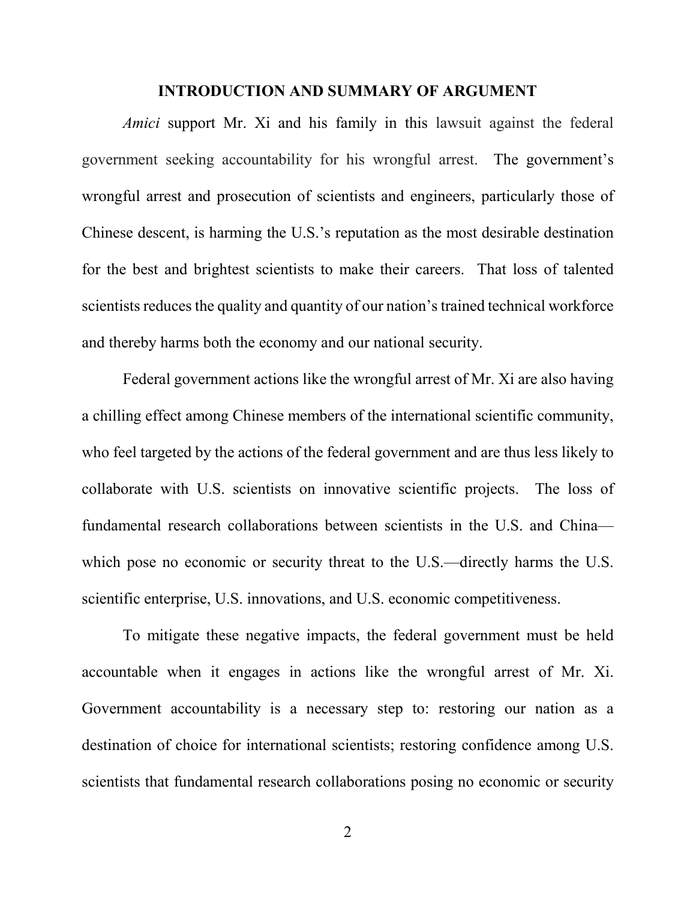## INTRODUCTION AND SUMMARY OF ARGUMENT

*Amici* support Mr. Xi and his family in this lawsuit against the federal government seeking accountability for his wrongful arrest. The government's wrongful arrest and prosecution of scientists and engineers, particularly those of Chinese descent, is harming the U.S.'s reputation as the most desirable destination for the best and brightest scientists to make their careers. That loss of talented scientists reduces the quality and quantity of our nation's trained technical workforce and thereby harms both the economy and our national security.

Federal government actions like the wrongful arrest of Mr. Xi are also having a chilling effect among Chinese members of the international scientific community, who feel targeted by the actions of the federal government and are thus less likely to collaborate with U.S. scientists on innovative scientific projects. The loss of fundamental research collaborations between scientists in the U.S. and China—which pose no economic or security threat to the U.S.—directly harms the U.S. scientific enterprise, U.S. innovations, and U.S. economic competitiveness.

To mitigate these negative impacts, the federal government must be held accountable when it engages in actions like the wrongful arrest of Mr. Xi. Government accountability is a necessary step to: restoring our nation as a destination of choice for international scientists; restoring confidence among U.S. scientists that fundamental research collaborations posing no economic or security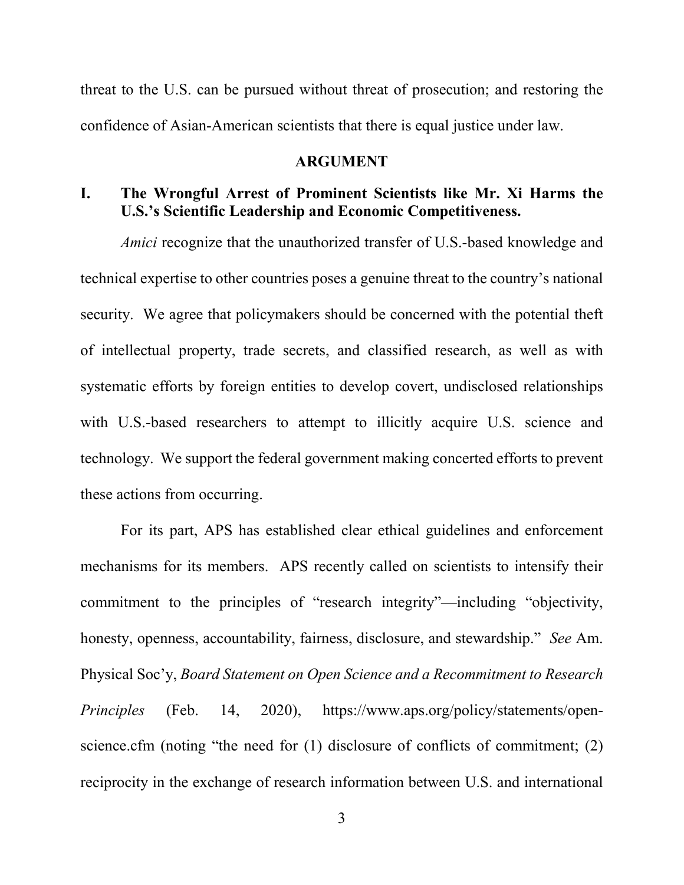threat to the U.S. can be pursued without threat of prosecution; and restoring the confidence of Asian-American scientists that there is equal justice under law.

## ARGUMENT

### I. The Wrongful Arrest of Prominent Scientists like Mr. Xi Harms the U.S.'s Scientific Leadership and Economic Competitiveness.

*Amici* recognize that the unauthorized transfer of U.S.-based knowledge and technical expertise to other countries poses a genuine threat to the country's national security. We agree that policymakers should be concerned with the potential theft of intellectual property, trade secrets, and classified research, as well as with systematic efforts by foreign entities to develop covert, undisclosed relationships with U.S.-based researchers to attempt to illicitly acquire U.S. science and technology. We support the federal government making concerted efforts to prevent these actions from occurring.

For its part, APS has established clear ethical guidelines and enforcement mechanisms for its members. APS recently called on scientists to intensify their commitment to the principles of "research integrity"—including "objectivity, honesty, openness, accountability, fairness, disclosure, and stewardship." *See* Am. Physical Soc'y, *Board Statement on Open Science and a Recommitment to Research Principles* (Feb. 14, 2020), https://www.aps.org/policy/statements/open-science.cfm (noting "the need for (1) disclosure of conflicts of commitment; (2) reciprocity in the exchange of research information between U.S. and international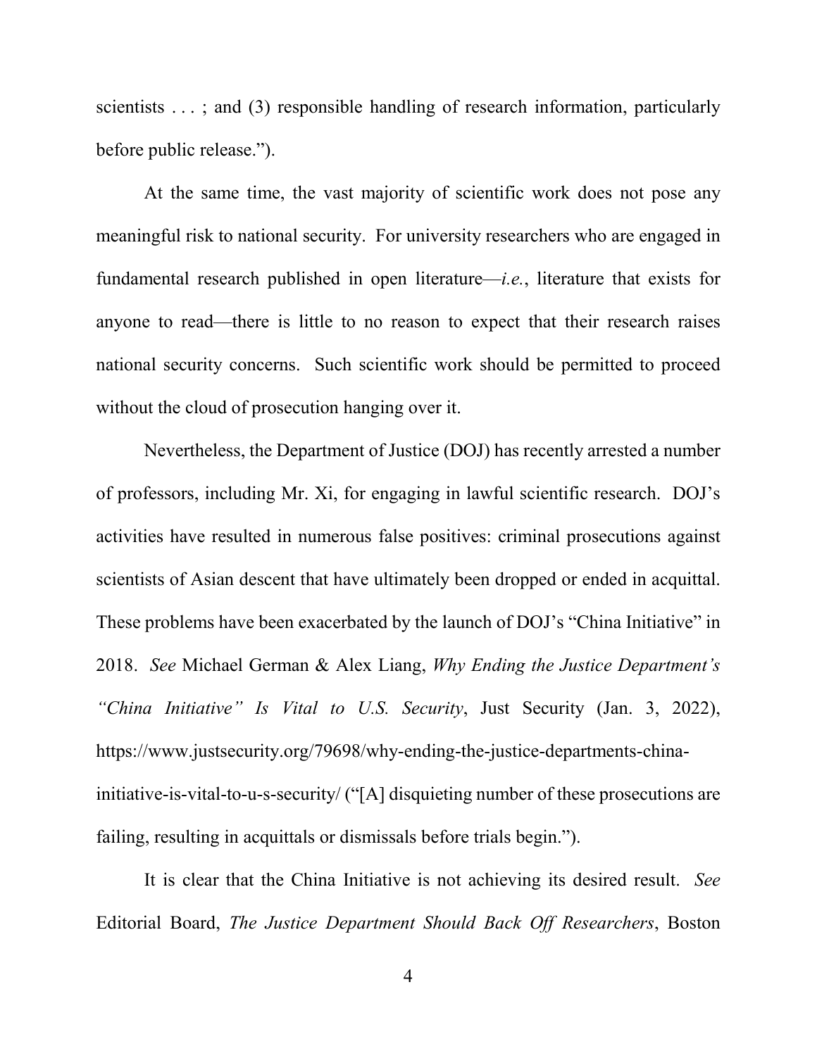scientists . . . ; and (3) responsible handling of research information, particularly before public release.").

At the same time, the vast majority of scientific work does not pose any meaningful risk to national security. For university researchers who are engaged in fundamental research published in open literature—*i.e.*, literature that exists for anyone to read—there is little to no reason to expect that their research raises national security concerns. Such scientific work should be permitted to proceed without the cloud of prosecution hanging over it.

Nevertheless, the Department of Justice (DOJ) has recently arrested a number of professors, including Mr. Xi, for engaging in lawful scientific research. DOJ's activities have resulted in numerous false positives: criminal prosecutions against scientists of Asian descent that have ultimately been dropped or ended in acquittal. These problems have been exacerbated by the launch of DOJ's "China Initiative" in 2018. *See* Michael German & Alex Liang, *Why Ending the Justice Department's "China Initiative" Is Vital to U.S. Security*, Just Security (Jan. 3, 2022), https://www.justsecurity.org/79698/why-ending-the-justice-departments-china-initiative-is-vital-to-u-s-security/ ("[A] disquieting number of these prosecutions are failing, resulting in acquittals or dismissals before trials begin.").

It is clear that the China Initiative is not achieving its desired result. *See* Editorial Board, *The Justice Department Should Back Off Researchers*, Boston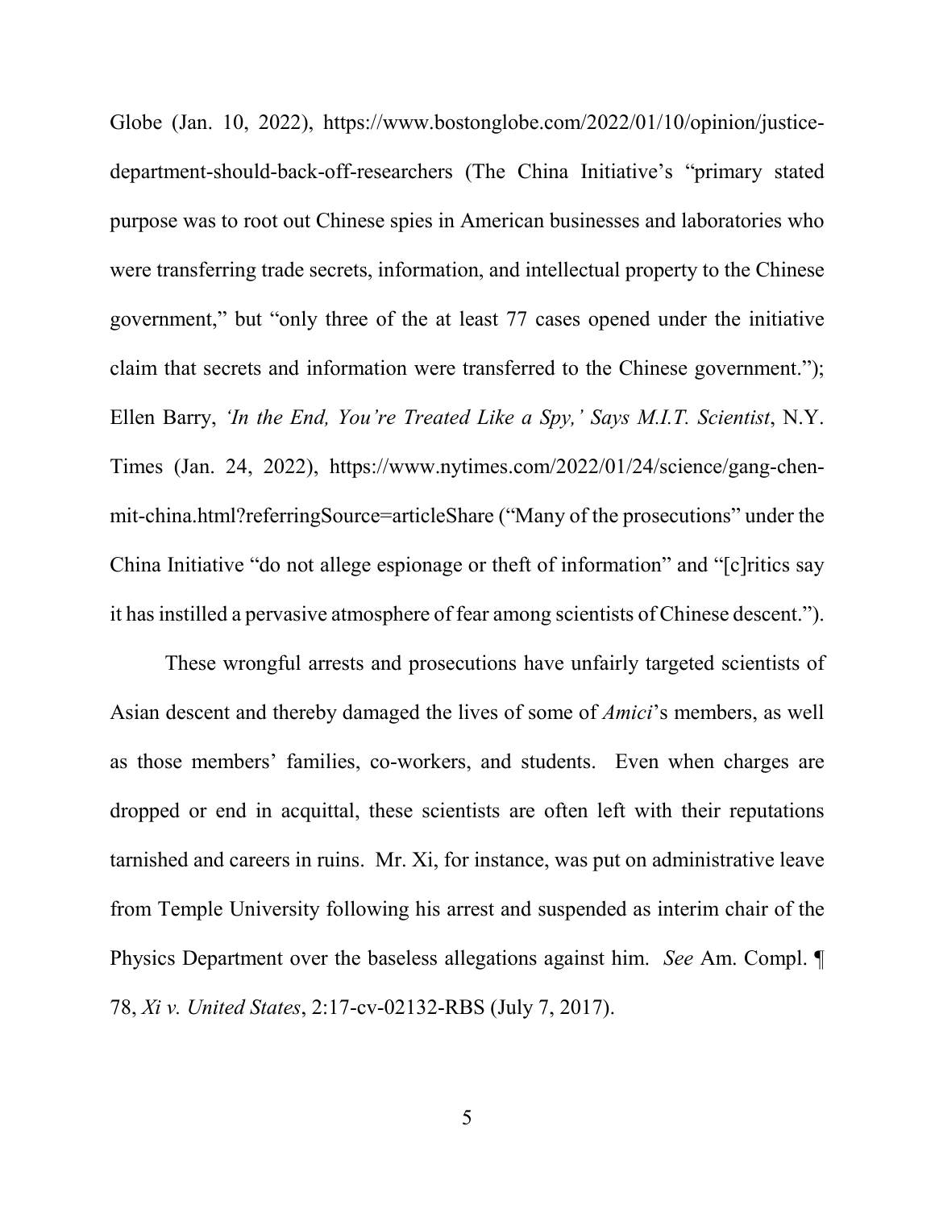Globe (Jan. 10, 2022), https://www.bostonglobe.com/2022/01/10/opinion/justice-department-should-back-off-researchers (The China Initiative's "primary stated purpose was to root out Chinese spies in American businesses and laboratories who were transferring trade secrets, information, and intellectual property to the Chinese government," but "only three of the at least 77 cases opened under the initiative claim that secrets and information were transferred to the Chinese government."); Ellen Barry, *'In the End, You're Treated Like a Spy,' Says M.I.T. Scientist*, N.Y. Times (Jan. 24, 2022), https://www.nytimes.com/2022/01/24/science/gang-chen-mit-china.html?referringSource=articleShare ("Many of the prosecutions" under the China Initiative "do not allege espionage or theft of information" and "[c]ritics say it has instilled a pervasive atmosphere of fear among scientists of Chinese descent.").

These wrongful arrests and prosecutions have unfairly targeted scientists of Asian descent and thereby damaged the lives of some of *Amici*'s members, as well as those members' families, co-workers, and students. Even when charges are dropped or end in acquittal, these scientists are often left with their reputations tarnished and careers in ruins. Mr. Xi, for instance, was put on administrative leave from Temple University following his arrest and suspended as interim chair of the Physics Department over the baseless allegations against him. *See* Am. Compl. ¶ 78, *Xi v. United States*, 2:17-cv-02132-RBS (July 7, 2017).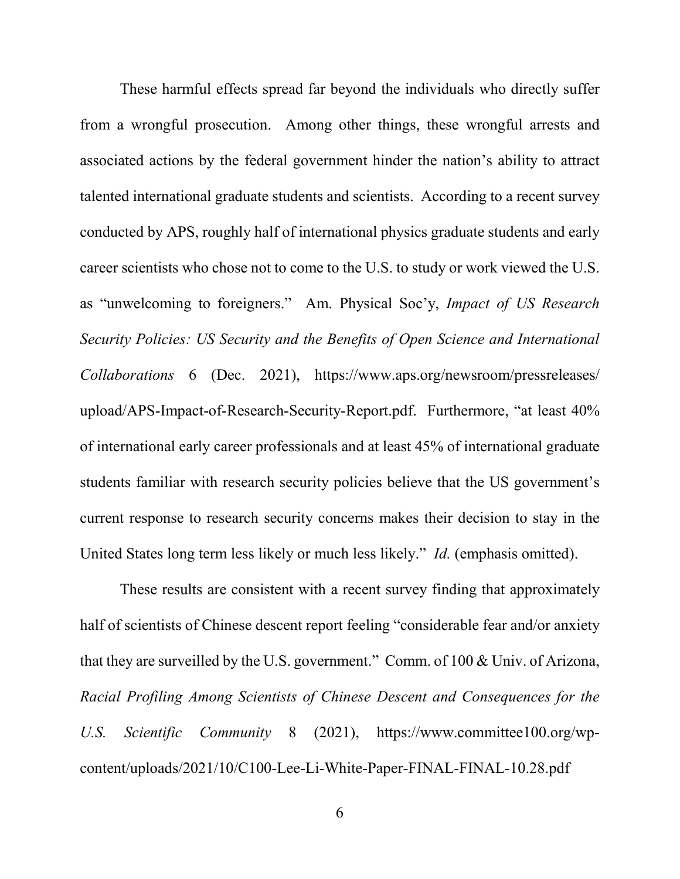These harmful effects spread far beyond the individuals who directly suffer from a wrongful prosecution. Among other things, these wrongful arrests and associated actions by the federal government hinder the nation's ability to attract talented international graduate students and scientists. According to a recent survey conducted by APS, roughly half of international physics graduate students and early career scientists who chose not to come to the U.S. to study or work viewed the U.S. as "unwelcoming to foreigners." Am. Physical Soc'y, *Impact of US Research Security Policies: US Security and the Benefits of Open Science and International Collaborations* 6 (Dec. 2021), https://www.aps.org/newsroom/pressreleases/upload/APS-Impact-of-Research-Security-Report.pdf. Furthermore, "at least 40% of international early career professionals and at least 45% of international graduate students familiar with research security policies believe that the US government's current response to research security concerns makes their decision to stay in the United States long term less likely or much less likely." *Id.* (emphasis omitted).

These results are consistent with a recent survey finding that approximately half of scientists of Chinese descent report feeling "considerable fear and/or anxiety that they are surveilled by the U.S. government." Comm. of 100 & Univ. of Arizona, *Racial Profiling Among Scientists of Chinese Descent and Consequences for the U.S. Scientific Community* 8 (2021), https://www.committee100.org/wp-content/uploads/2021/10/C100-Lee-Li-White-Paper-FINAL-FINAL-10.28.pdf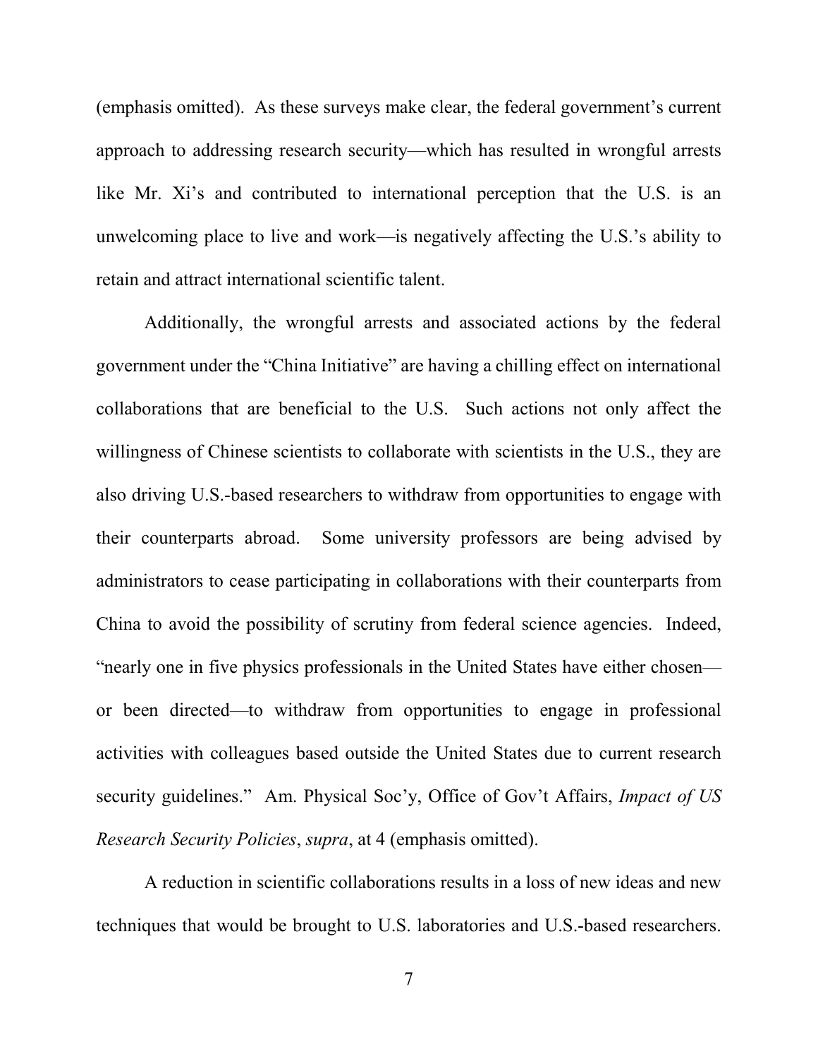(emphasis omitted). As these surveys make clear, the federal government's current approach to addressing research security—which has resulted in wrongful arrests like Mr. Xi's and contributed to international perception that the U.S. is an unwelcoming place to live and work—is negatively affecting the U.S.'s ability to retain and attract international scientific talent.

Additionally, the wrongful arrests and associated actions by the federal government under the "China Initiative" are having a chilling effect on international collaborations that are beneficial to the U.S. Such actions not only affect the willingness of Chinese scientists to collaborate with scientists in the U.S., they are also driving U.S.-based researchers to withdraw from opportunities to engage with their counterparts abroad. Some university professors are being advised by administrators to cease participating in collaborations with their counterparts from China to avoid the possibility of scrutiny from federal science agencies. Indeed, "nearly one in five physics professionals in the United States have either chosen—or been directed—to withdraw from opportunities to engage in professional activities with colleagues based outside the United States due to current research security guidelines." Am. Physical Soc'y, Office of Gov't Affairs, *Impact of US Research Security Policies*, *supra*, at 4 (emphasis omitted).

A reduction in scientific collaborations results in a loss of new ideas and new techniques that would be brought to U.S. laboratories and U.S.-based researchers.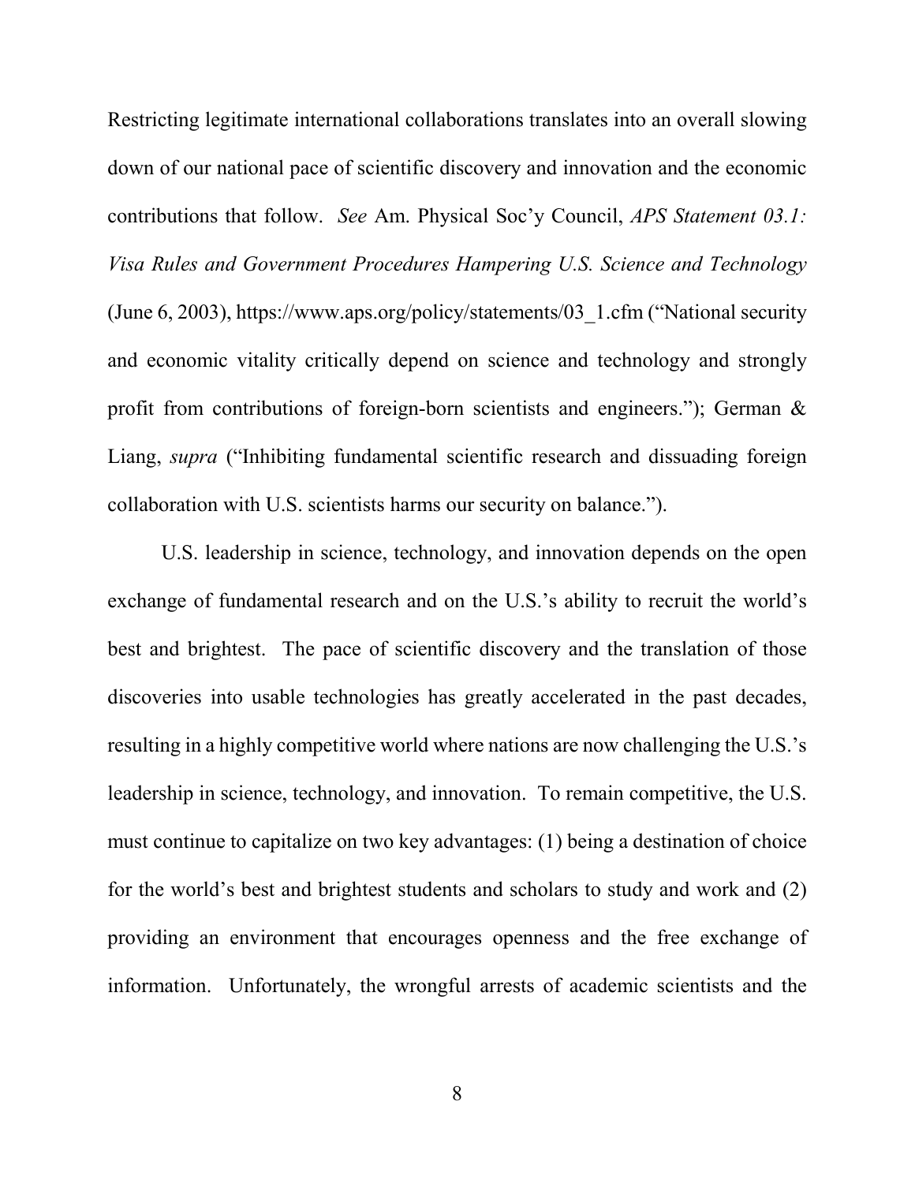Restricting legitimate international collaborations translates into an overall slowing down of our national pace of scientific discovery and innovation and the economic contributions that follow. *See* Am. Physical Soc'y Council, *APS Statement 03.1: Visa Rules and Government Procedures Hampering U.S. Science and Technology* (June 6, 2003), https://www.aps.org/policy/statements/03_1.cfm ("National security and economic vitality critically depend on science and technology and strongly profit from contributions of foreign-born scientists and engineers."); German & Liang, *supra* ("Inhibiting fundamental scientific research and dissuading foreign collaboration with U.S. scientists harms our security on balance.").

U.S. leadership in science, technology, and innovation depends on the open exchange of fundamental research and on the U.S.'s ability to recruit the world's best and brightest. The pace of scientific discovery and the translation of those discoveries into usable technologies has greatly accelerated in the past decades, resulting in a highly competitive world where nations are now challenging the U.S.'s leadership in science, technology, and innovation. To remain competitive, the U.S. must continue to capitalize on two key advantages: (1) being a destination of choice for the world's best and brightest students and scholars to study and work and (2) providing an environment that encourages openness and the free exchange of information. Unfortunately, the wrongful arrests of academic scientists and the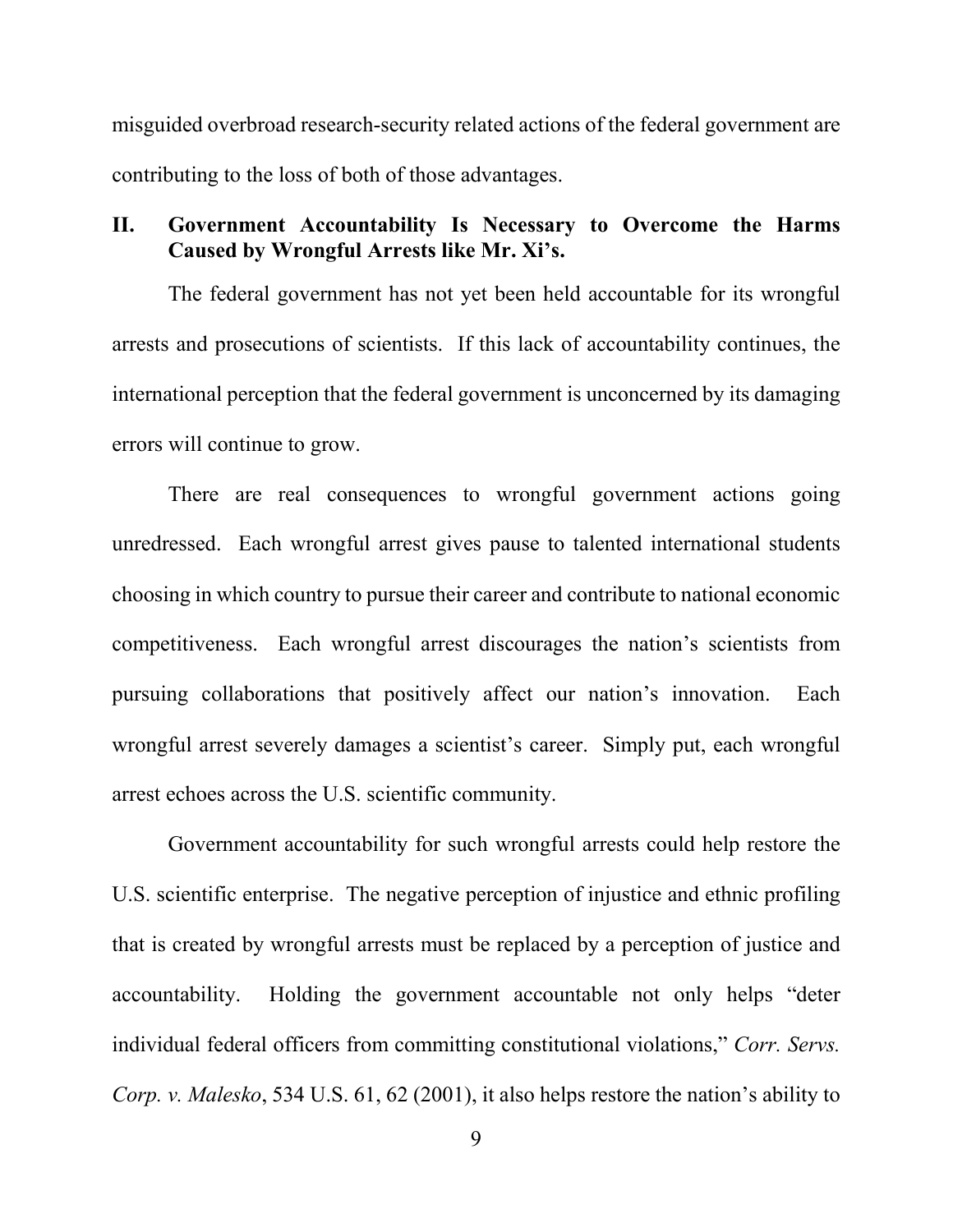misguided overbroad research-security related actions of the federal government are contributing to the loss of both of those advantages.

## II. Government Accountability Is Necessary to Overcome the Harms Caused by Wrongful Arrests like Mr. Xi's.

The federal government has not yet been held accountable for its wrongful arrests and prosecutions of scientists. If this lack of accountability continues, the international perception that the federal government is unconcerned by its damaging errors will continue to grow.

There are real consequences to wrongful government actions going unredressed. Each wrongful arrest gives pause to talented international students choosing in which country to pursue their career and contribute to national economic competitiveness. Each wrongful arrest discourages the nation's scientists from pursuing collaborations that positively affect our nation's innovation. Each wrongful arrest severely damages a scientist's career. Simply put, each wrongful arrest echoes across the U.S. scientific community.

Government accountability for such wrongful arrests could help restore the U.S. scientific enterprise. The negative perception of injustice and ethnic profiling that is created by wrongful arrests must be replaced by a perception of justice and accountability. Holding the government accountable not only helps "deter individual federal officers from committing constitutional violations," *Corr. Servs. Corp. v. Malesko*, 534 U.S. 61, 62 (2001), it also helps restore the nation's ability to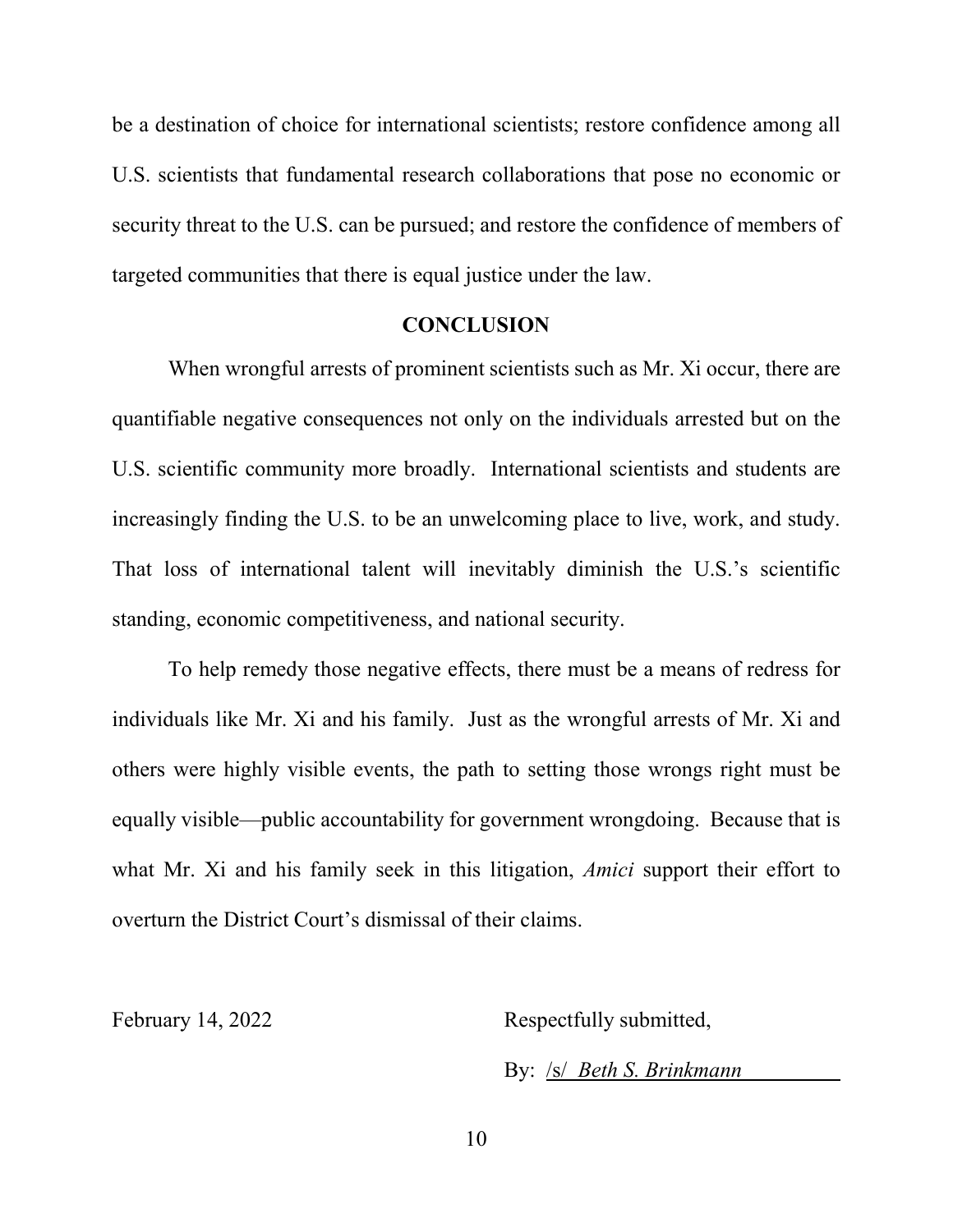be a destination of choice for international scientists; restore confidence among all U.S. scientists that fundamental research collaborations that pose no economic or security threat to the U.S. can be pursued; and restore the confidence of members of targeted communities that there is equal justice under the law.

## CONCLUSION

When wrongful arrests of prominent scientists such as Mr. Xi occur, there are quantifiable negative consequences not only on the individuals arrested but on the U.S. scientific community more broadly. International scientists and students are increasingly finding the U.S. to be an unwelcoming place to live, work, and study. That loss of international talent will inevitably diminish the U.S.'s scientific standing, economic competitiveness, and national security.

To help remedy those negative effects, there must be a means of redress for individuals like Mr. Xi and his family. Just as the wrongful arrests of Mr. Xi and others were highly visible events, the path to setting those wrongs right must be equally visible—public accountability for government wrongdoing. Because that is what Mr. Xi and his family seek in this litigation, *Amici* support their effort to overturn the District Court's dismissal of their claims.

February 14, 2022

Respectfully submitted,

By: /s/ *Beth S. Brinkmann*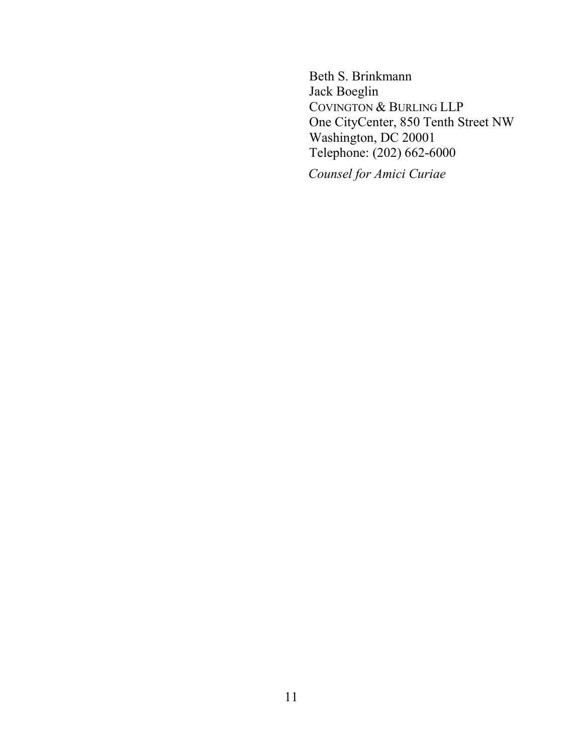Beth S. Brinkmann
Jack Boeglin
COVINGTON & BURLING LLP
One CityCenter, 850 Tenth Street NW
Washington, DC 20001
Telephone: (202) 662-6000

*Counsel for Amici Curiae*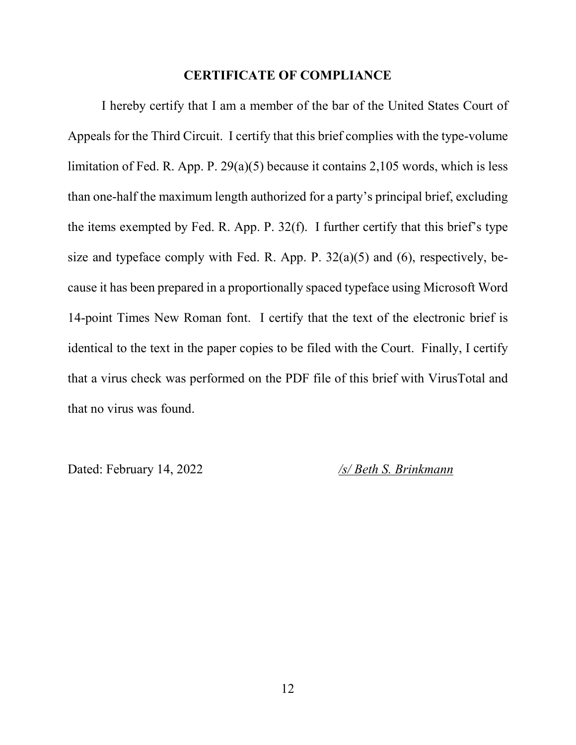## CERTIFICATE OF COMPLIANCE

I hereby certify that I am a member of the bar of the United States Court of Appeals for the Third Circuit. I certify that this brief complies with the type-volume limitation of Fed. R. App. P. 29(a)(5) because it contains 2,105 words, which is less than one-half the maximum length authorized for a party's principal brief, excluding the items exempted by Fed. R. App. P. 32(f). I further certify that this brief's type size and typeface comply with Fed. R. App. P. 32(a)(5) and (6), respectively, because it has been prepared in a proportionally spaced typeface using Microsoft Word 14-point Times New Roman font. I certify that the text of the electronic brief is identical to the text in the paper copies to be filed with the Court. Finally, I certify that a virus check was performed on the PDF file of this brief with VirusTotal and that no virus was found.

Dated: February 14, 2022

*/s/ Beth S. Brinkmann*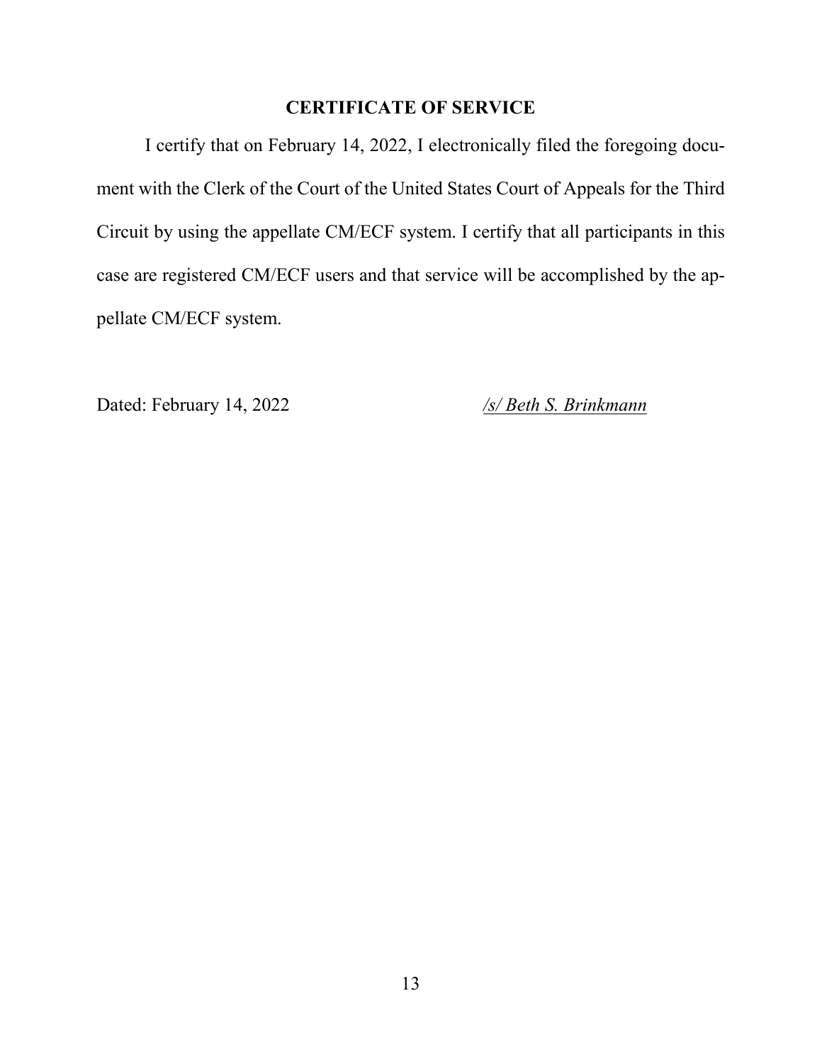## CERTIFICATE OF SERVICE

I certify that on February 14, 2022, I electronically filed the foregoing document with the Clerk of the Court of the United States Court of Appeals for the Third Circuit by using the appellate CM/ECF system. I certify that all participants in this case are registered CM/ECF users and that service will be accomplished by the appellate CM/ECF system.

Dated: February 14, 2022

*/s/ Beth S. Brinkmann*